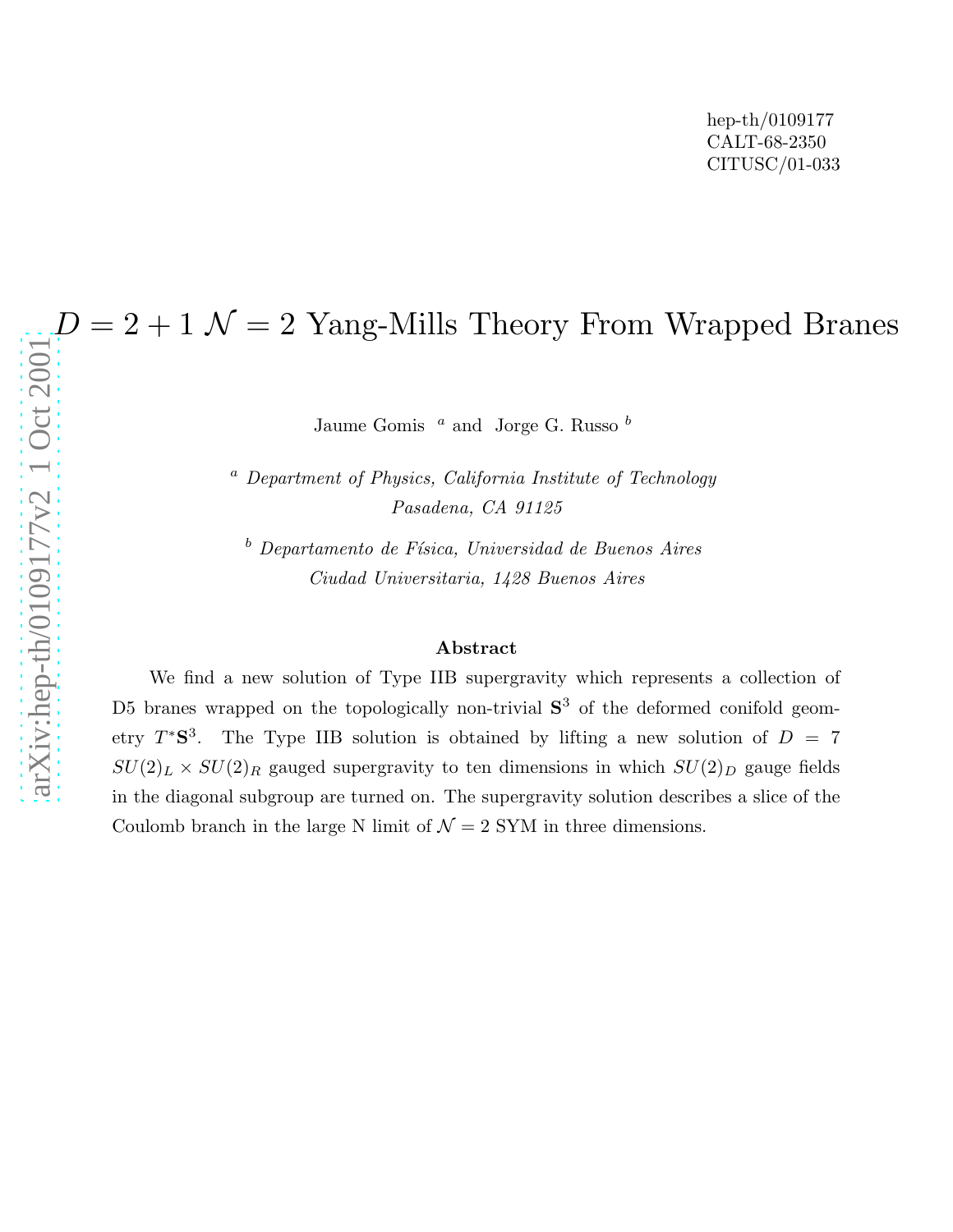hep-th/0109177
CALT-68-2350
CITUSC/01-033

# $D = 2 + 1$ $\mathcal{N} = 2$ Yang-Mills Theory From Wrapped Branes

Jaume Gomis [a] and Jorge G. Russo [b]

[a] *Department of Physics, California Institute of Technology*
*Pasadena, CA 91125*

[b] *Departamento de Física, Universidad de Buenos Aires*
*Ciudad Universitaria, 1428 Buenos Aires*

**Abstract**

We find a new solution of Type IIB supergravity which represents a collection of D5 branes wrapped on the topologically non-trivial $\mathbf{S}^3$ of the deformed conifold geometry $T^*\mathbf{S}^3$. The Type IIB solution is obtained by lifting a new solution of $D = 7$ $SU(2)_L \times SU(2)_R$ gauged supergravity to ten dimensions in which $SU(2)_D$ gauge fields in the diagonal subgroup are turned on. The supergravity solution describes a slice of the Coulomb branch in the large N limit of $\mathcal{N} = 2$ SYM in three dimensions.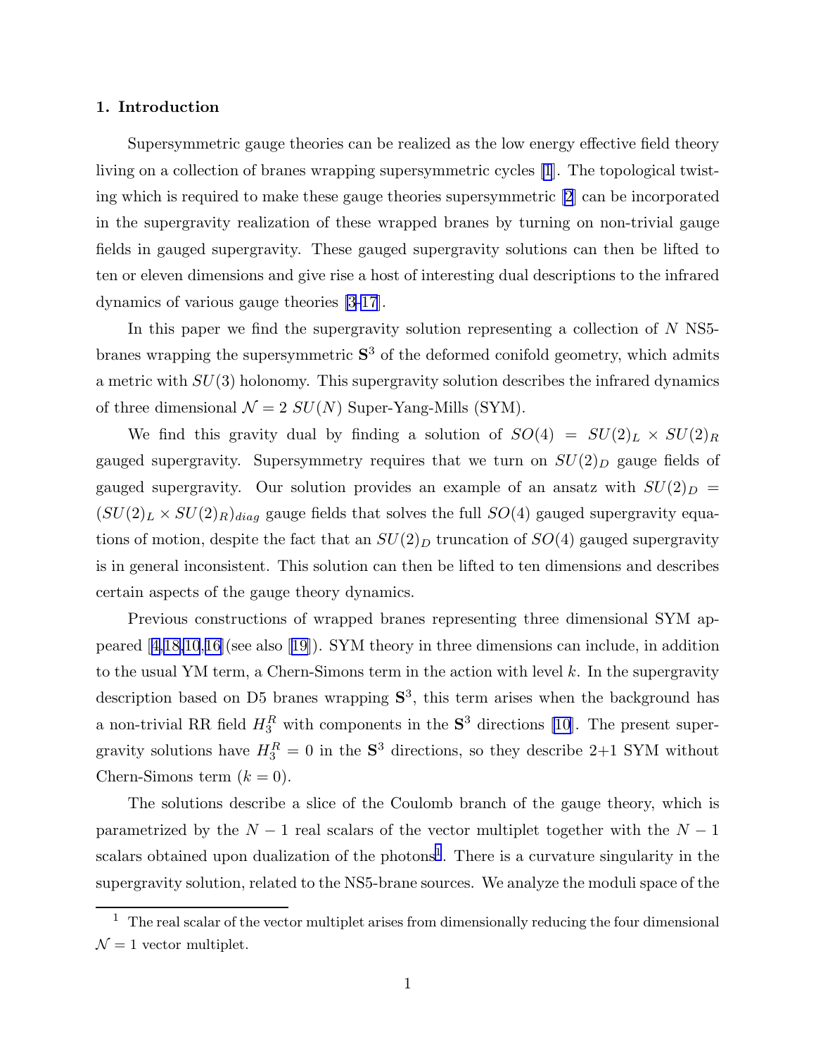## 1. Introduction

Supersymmetric gauge theories can be realized as the low energy effective field theory living on a collection of branes wrapping supersymmetric cycles [1]. The topological twisting which is required to make these gauge theories supersymmetric [2] can be incorporated in the supergravity realization of these wrapped branes by turning on non-trivial gauge fields in gauged supergravity. These gauged supergravity solutions can then be lifted to ten or eleven dimensions and give rise a host of interesting dual descriptions to the infrared dynamics of various gauge theories [3-17].

In this paper we find the supergravity solution representing a collection of $N$ NS5-branes wrapping the supersymmetric $\mathbf{S}^3$ of the deformed conifold geometry, which admits a metric with $SU(3)$ holonomy. This supergravity solution describes the infrared dynamics of three dimensional $\mathcal{N}=2$ $SU(N)$ Super-Yang-Mills (SYM).

We find this gravity dual by finding a solution of $SO(4) = SU(2)_L \times SU(2)_R$ gauged supergravity. Supersymmetry requires that we turn on $SU(2)_D$ gauge fields of gauged supergravity. Our solution provides an example of an ansatz with $SU(2)_D = (SU(2)_L \times SU(2)_R)_{diag}$ gauge fields that solves the full $SO(4)$ gauged supergravity equations of motion, despite the fact that an $SU(2)_D$ truncation of $SO(4)$ gauged supergravity is in general inconsistent. This solution can then be lifted to ten dimensions and describes certain aspects of the gauge theory dynamics.

Previous constructions of wrapped branes representing three dimensional SYM appeared [4,18,10,16](see also [19]). SYM theory in three dimensions can include, in addition to the usual YM term, a Chern-Simons term in the action with level $k$. In the supergravity description based on D5 branes wrapping $\mathbf{S}^3$, this term arises when the background has a non-trivial RR field $H_3^R$ with components in the $\mathbf{S}^3$ directions [10]. The present supergravity solutions have $H_3^R = 0$ in the $\mathbf{S}^3$ directions, so they describe 2+1 SYM without Chern-Simons term ($k = 0$).

The solutions describe a slice of the Coulomb branch of the gauge theory, which is parametrized by the $N-1$ real scalars of the vector multiplet together with the $N-1$ scalars obtained upon dualization of the photons[1]. There is a curvature singularity in the supergravity solution, related to the NS5-brane sources. We analyze the moduli space of the

[1] The real scalar of the vector multiplet arises from dimensionally reducing the four dimensional $\mathcal{N}=1$ vector multiplet.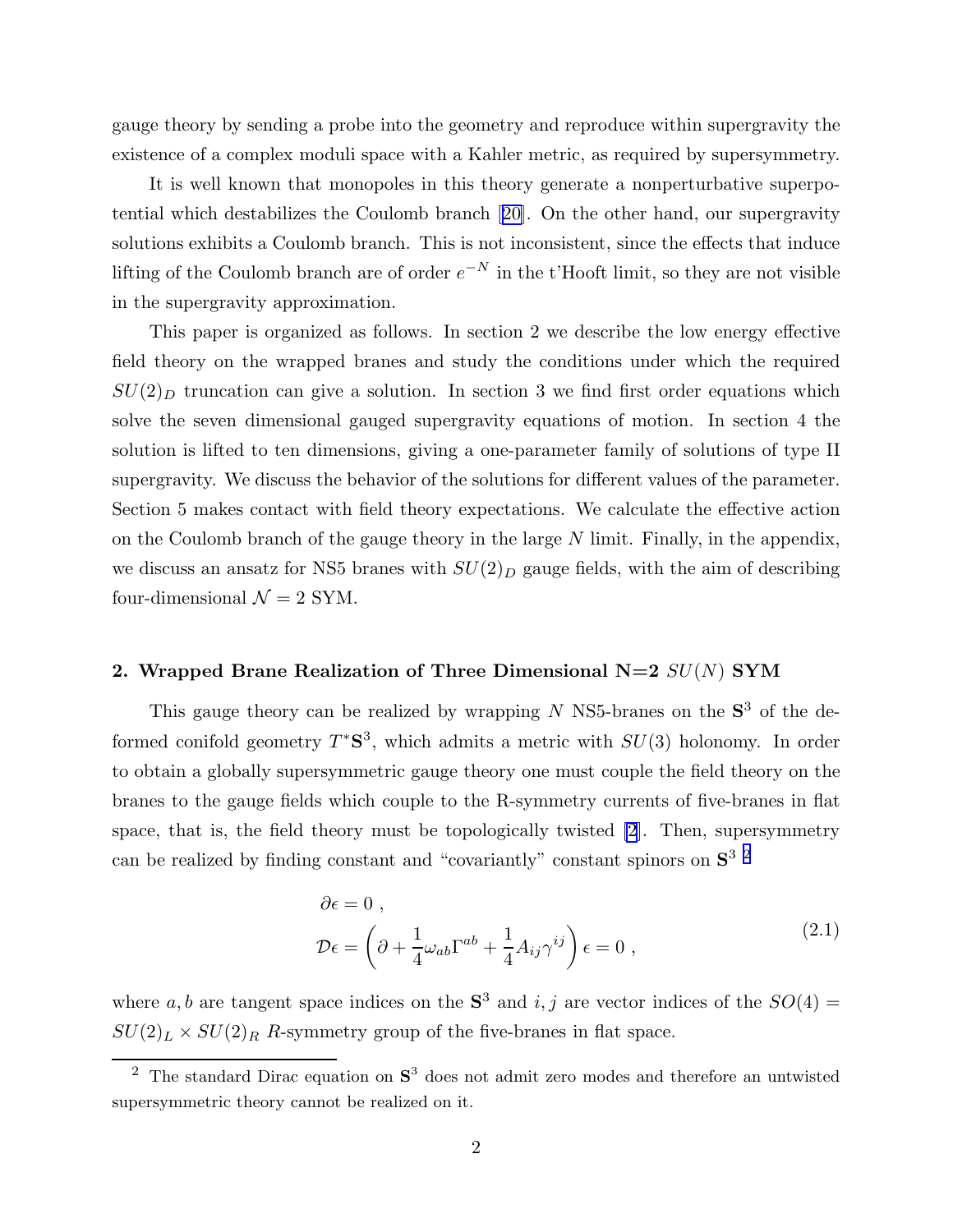gauge theory by sending a probe into the geometry and reproduce within supergravity the existence of a complex moduli space with a Kahler metric, as required by supersymmetry.

It is well known that monopoles in this theory generate a nonperturbative superpotential which destabilizes the Coulomb branch [20]. On the other hand, our supergravity solutions exhibits a Coulomb branch. This is not inconsistent, since the effects that induce lifting of the Coulomb branch are of order $e^{-N}$ in the t'Hooft limit, so they are not visible in the supergravity approximation.

This paper is organized as follows. In section 2 we describe the low energy effective field theory on the wrapped branes and study the conditions under which the required $SU(2)_D$ truncation can give a solution. In section 3 we find first order equations which solve the seven dimensional gauged supergravity equations of motion. In section 4 the solution is lifted to ten dimensions, giving a one-parameter family of solutions of type II supergravity. We discuss the behavior of the solutions for different values of the parameter. Section 5 makes contact with field theory expectations. We calculate the effective action on the Coulomb branch of the gauge theory in the large $N$ limit. Finally, in the appendix, we discuss an ansatz for NS5 branes with $SU(2)_D$ gauge fields, with the aim of describing four-dimensional $\mathcal{N}=2$ SYM.

## 2. Wrapped Brane Realization of Three Dimensional N=2 $SU(N)$ SYM

This gauge theory can be realized by wrapping $N$ NS5-branes on the $\mathbf{S}^3$ of the deformed conifold geometry $T^*\mathbf{S}^3$, which admits a metric with $SU(3)$ holonomy. In order to obtain a globally supersymmetric gauge theory one must couple the field theory on the branes to the gauge fields which couple to the R-symmetry currents of five-branes in flat space, that is, the field theory must be topologically twisted [2]. Then, supersymmetry can be realized by finding constant and "covariantly" constant spinors on $\mathbf{S}^3$ [2]

$$
\begin{aligned}
&\partial\epsilon = 0 \ , \\
&\mathcal{D}\epsilon = \left(\partial + \frac{1}{4}\omega_{ab}\Gamma^{ab} + \frac{1}{4}A_{ij}\gamma^{ij}\right)\epsilon = 0 \ ,
\end{aligned}
\tag{2.1}
$$

where $a, b$ are tangent space indices on the $\mathbf{S}^3$ and $i, j$ are vector indices of the $SO(4) = SU(2)_L \times SU(2)_R$ $R$-symmetry group of the five-branes in flat space.

[2] The standard Dirac equation on $\mathbf{S}^3$ does not admit zero modes and therefore an untwisted supersymmetric theory cannot be realized on it.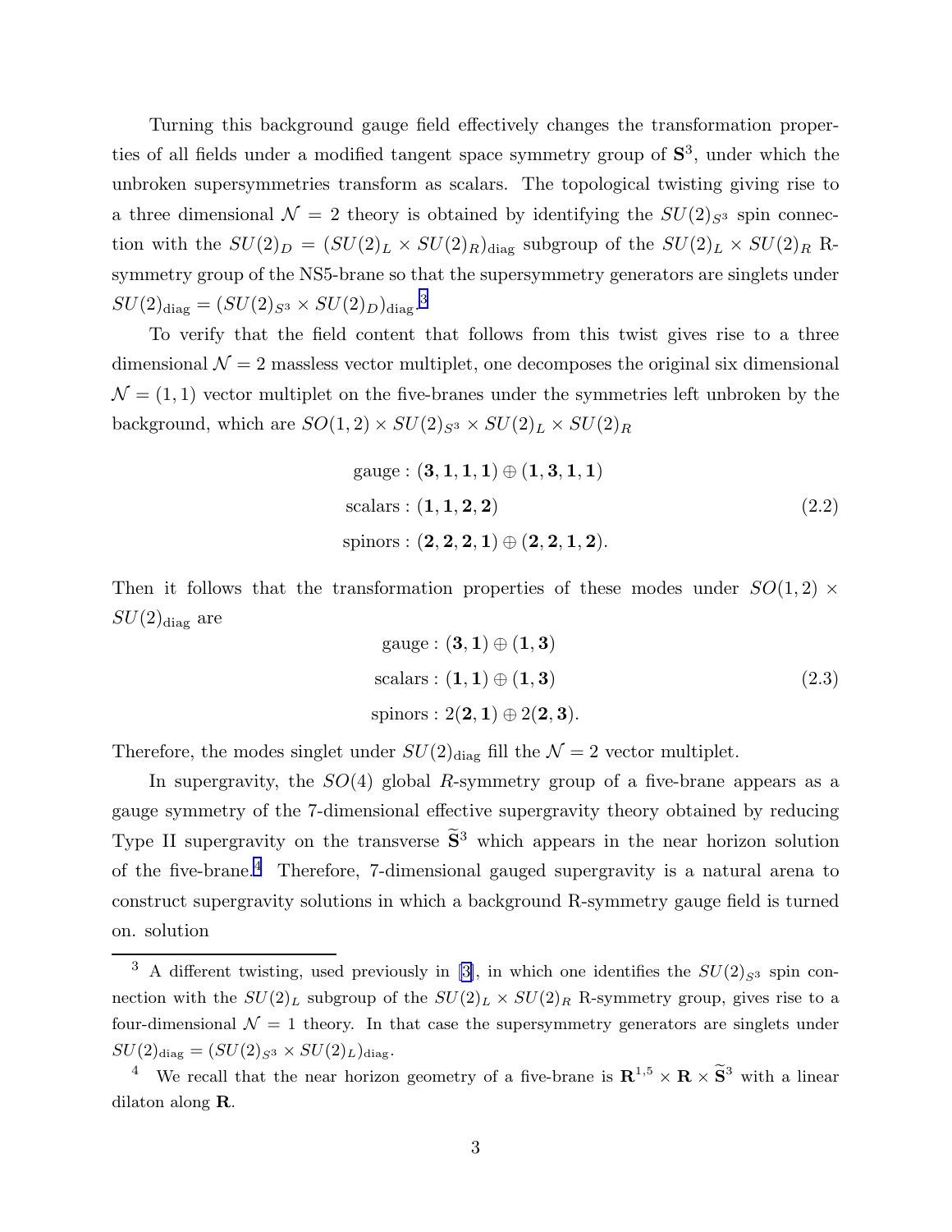Turning this background gauge field effectively changes the transformation properties of all fields under a modified tangent space symmetry group of $\mathbf{S}^3$, under which the unbroken supersymmetries transform as scalars. The topological twisting giving rise to a three dimensional $\mathcal{N}=2$ theory is obtained by identifying the $SU(2)_{S^3}$ spin connection with the $SU(2)_D = (SU(2)_L \times SU(2)_R)_{\rm diag}$ subgroup of the $SU(2)_L \times SU(2)_R$ R-symmetry group of the NS5-brane so that the supersymmetry generators are singlets under $SU(2)_{\rm diag} = (SU(2)_{S^3} \times SU(2)_D)_{\rm diag}$.[3]

To verify that the field content that follows from this twist gives rise to a three dimensional $\mathcal{N}=2$ massless vector multiplet, one decomposes the original six dimensional $\mathcal{N}=(1,1)$ vector multiplet on the five-branes under the symmetries left unbroken by the background, which are $SO(1,2) \times SU(2)_{S^3} \times SU(2)_L \times SU(2)_R$

$$
\begin{aligned}
\text{gauge} &: (\mathbf{3},\mathbf{1},\mathbf{1},\mathbf{1}) \oplus (\mathbf{1},\mathbf{3},\mathbf{1},\mathbf{1}) \\
\text{scalars} &: (\mathbf{1},\mathbf{1},\mathbf{2},\mathbf{2}) \\
\text{spinors} &: (\mathbf{2},\mathbf{2},\mathbf{2},\mathbf{1}) \oplus (\mathbf{2},\mathbf{2},\mathbf{1},\mathbf{2}).
\end{aligned}
\tag{2.2}
$$

Then it follows that the transformation properties of these modes under $SO(1,2) \times SU(2)_{\rm diag}$ are

$$
\begin{aligned}
\text{gauge} &: (\mathbf{3},\mathbf{1}) \oplus (\mathbf{1},\mathbf{3}) \\
\text{scalars} &: (\mathbf{1},\mathbf{1}) \oplus (\mathbf{1},\mathbf{3}) \\
\text{spinors} &: 2(\mathbf{2},\mathbf{1}) \oplus 2(\mathbf{2},\mathbf{3}).
\end{aligned}
\tag{2.3}
$$

Therefore, the modes singlet under $SU(2)_{\rm diag}$ fill the $\mathcal{N}=2$ vector multiplet.

In supergravity, the $SO(4)$ global $R$-symmetry group of a five-brane appears as a gauge symmetry of the 7-dimensional effective supergravity theory obtained by reducing Type II supergravity on the transverse $\widetilde{\mathbf{S}}^3$ which appears in the near horizon solution of the five-brane.[4] Therefore, 7-dimensional gauged supergravity is a natural arena to construct supergravity solutions in which a background R-symmetry gauge field is turned on. solution

[3] A different twisting, used previously in [3], in which one identifies the $SU(2)_{S^3}$ spin connection with the $SU(2)_L$ subgroup of the $SU(2)_L \times SU(2)_R$ R-symmetry group, gives rise to a four-dimensional $\mathcal{N}=1$ theory. In that case the supersymmetry generators are singlets under $SU(2)_{\rm diag} = (SU(2)_{S^3} \times SU(2)_L)_{\rm diag}$.

[4] We recall that the near horizon geometry of a five-brane is $\mathbf{R}^{1,5} \times \mathbf{R} \times \widetilde{\mathbf{S}}^3$ with a linear dilaton along $\mathbf{R}$.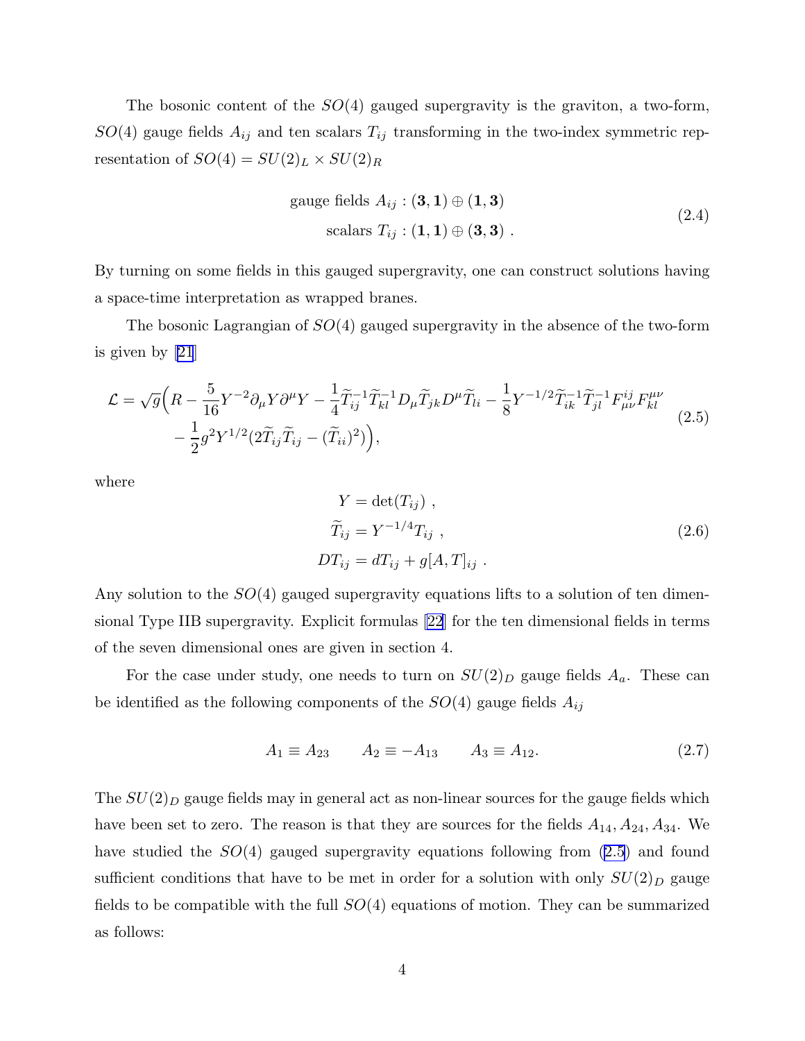The bosonic content of the $SO(4)$ gauged supergravity is the graviton, a two-form, $SO(4)$ gauge fields $A_{ij}$ and ten scalars $T_{ij}$ transforming in the two-index symmetric representation of $SO(4) = SU(2)_L \times SU(2)_R$

$$
\begin{aligned}
\text{gauge fields } A_{ij} &: (\mathbf{3},\mathbf{1}) \oplus (\mathbf{1},\mathbf{3}) \\
\text{scalars } T_{ij} &: (\mathbf{1},\mathbf{1}) \oplus (\mathbf{3},\mathbf{3}) \ .
\end{aligned}
\tag{2.4}
$$

By turning on some fields in this gauged supergravity, one can construct solutions having a space-time interpretation as wrapped branes.

The bosonic Lagrangian of $SO(4)$ gauged supergravity in the absence of the two-form is given by [21]

$$
\begin{aligned}
\mathcal{L} = \sqrt{g}\Big( & R - \frac{5}{16} Y^{-2} \partial_\mu Y \partial^\mu Y - \frac{1}{4} \widetilde{T}^{-1}_{ij} \widetilde{T}^{-1}_{kl} D_\mu \widetilde{T}_{jk} D^\mu \widetilde{T}_{li} - \frac{1}{8} Y^{-1/2} \widetilde{T}^{-1}_{ik} \widetilde{T}^{-1}_{jl} F^{ij}_{\mu\nu} F^{\mu\nu}_{kl} \\
& - \frac{1}{2} g^2 Y^{1/2} (2 \widetilde{T}_{ij} \widetilde{T}_{ij} - (\widetilde{T}_{ii})^2) \Big),
\end{aligned}
\tag{2.5}
$$

where

$$
\begin{aligned}
Y &= \det(T_{ij}) \ , \\
\widetilde{T}_{ij} &= Y^{-1/4} T_{ij} \ , \\
DT_{ij} &= dT_{ij} + g[A, T]_{ij} \ .
\end{aligned}
\tag{2.6}
$$

Any solution to the $SO(4)$ gauged supergravity equations lifts to a solution of ten dimensional Type IIB supergravity. Explicit formulas [22] for the ten dimensional fields in terms of the seven dimensional ones are given in section 4.

For the case under study, one needs to turn on $SU(2)_D$ gauge fields $A_a$. These can be identified as the following components of the $SO(4)$ gauge fields $A_{ij}$

$$
A_1 \equiv A_{23} \qquad A_2 \equiv -A_{13} \qquad A_3 \equiv A_{12}. \tag{2.7}
$$

The $SU(2)_D$ gauge fields may in general act as non-linear sources for the gauge fields which have been set to zero. The reason is that they are sources for the fields $A_{14}, A_{24}, A_{34}$. We have studied the $SO(4)$ gauged supergravity equations following from (2.5) and found sufficient conditions that have to be met in order for a solution with only $SU(2)_D$ gauge fields to be compatible with the full $SO(4)$ equations of motion. They can be summarized as follows: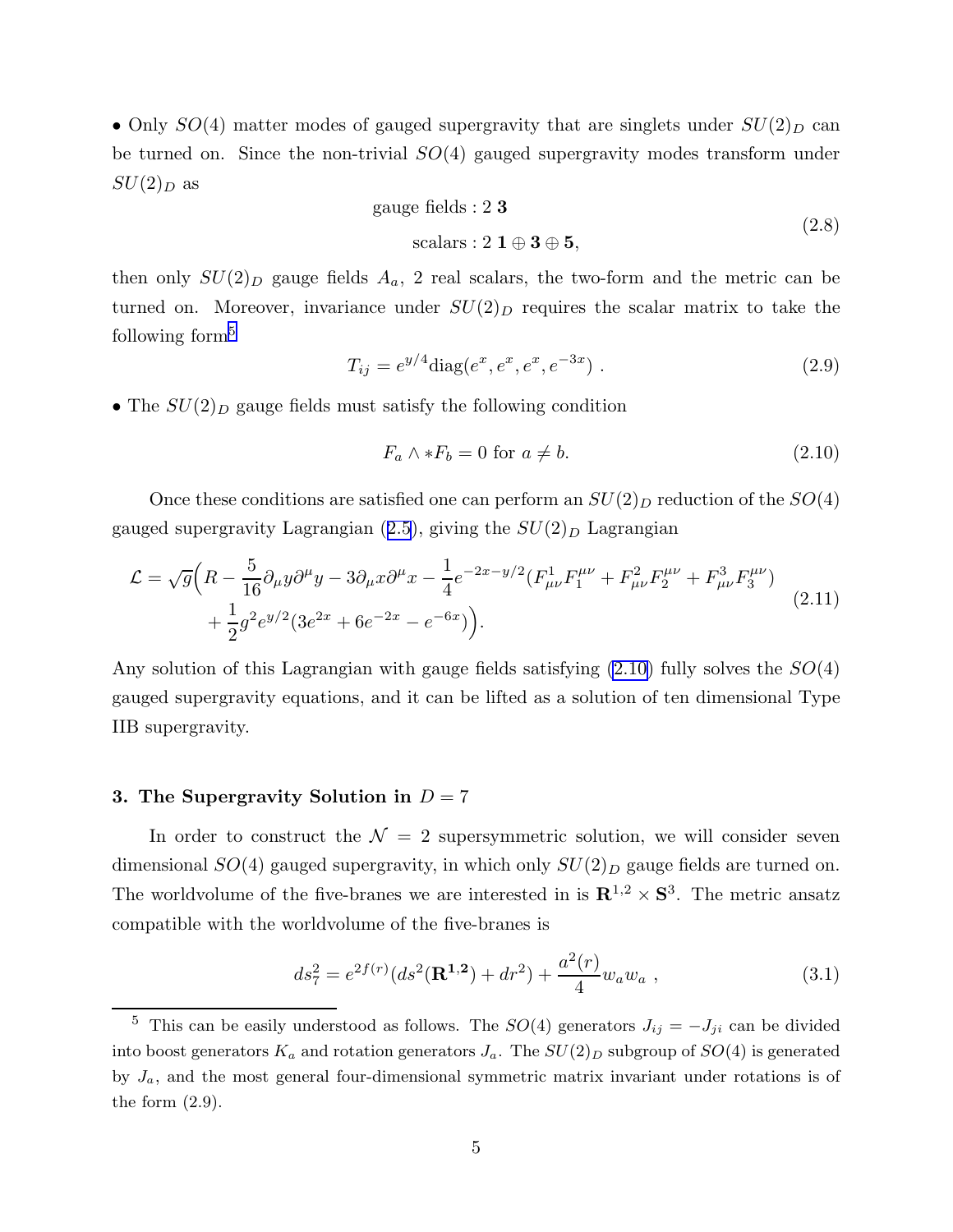• Only $SO(4)$ matter modes of gauged supergravity that are singlets under $SU(2)_D$ can be turned on. Since the non-trivial $SO(4)$ gauged supergravity modes transform under $SU(2)_D$ as

$$
\begin{aligned}
&\text{gauge fields} : 2\,\mathbf{3} \\
&\text{scalars} : 2\,\mathbf{1} \oplus \mathbf{3} \oplus \mathbf{5},
\end{aligned}
\tag{2.8}
$$

then only $SU(2)_D$ gauge fields $A_a$, 2 real scalars, the two-form and the metric can be turned on. Moreover, invariance under $SU(2)_D$ requires the scalar matrix to take the following form[5]

$$
T_{ij} = e^{y/4}\mathrm{diag}(e^{x}, e^{x}, e^{x}, e^{-3x}) \ . \tag{2.9}
$$

• The $SU(2)_D$ gauge fields must satisfy the following condition

$$
F_a \wedge * F_b = 0 \text{ for } a \neq b. \tag{2.10}
$$

Once these conditions are satisfied one can perform an $SU(2)_D$ reduction of the $SO(4)$ gauged supergravity Lagrangian (2.5), giving the $SU(2)_D$ Lagrangian

$$
\begin{aligned}
\mathcal{L} = \sqrt{g}\Big( & R - \frac{5}{16}\partial_\mu y \partial^\mu y - 3\partial_\mu x \partial^\mu x - \frac{1}{4}e^{-2x-y/2}(F^1_{\mu\nu}F_1^{\mu\nu} + F^2_{\mu\nu}F_2^{\mu\nu} + F^3_{\mu\nu}F_3^{\mu\nu}) \\
& + \frac{1}{2}g^2 e^{y/2}(3e^{2x} + 6e^{-2x} - e^{-6x})\Big).
\end{aligned}
\tag{2.11}
$$

Any solution of this Lagrangian with gauge fields satisfying (2.10) fully solves the $SO(4)$ gauged supergravity equations, and it can be lifted as a solution of ten dimensional Type IIB supergravity.

## 3. The Supergravity Solution in $D = 7$

In order to construct the $\mathcal{N} = 2$ supersymmetric solution, we will consider seven dimensional $SO(4)$ gauged supergravity, in which only $SU(2)_D$ gauge fields are turned on. The worldvolume of the five-branes we are interested in is $\mathbf{R}^{1,2} \times \mathbf{S}^3$. The metric ansatz compatible with the worldvolume of the five-branes is

$$
ds_7^2 = e^{2f(r)}(ds^2(\mathbf{R^{1,2}}) + dr^2) + \frac{a^2(r)}{4} w_a w_a \ , \tag{3.1}
$$

---

[5] This can be easily understood as follows. The $SO(4)$ generators $J_{ij} = -J_{ji}$ can be divided into boost generators $K_a$ and rotation generators $J_a$. The $SU(2)_D$ subgroup of $SO(4)$ is generated by $J_a$, and the most general four-dimensional symmetric matrix invariant under rotations is of the form (2.9).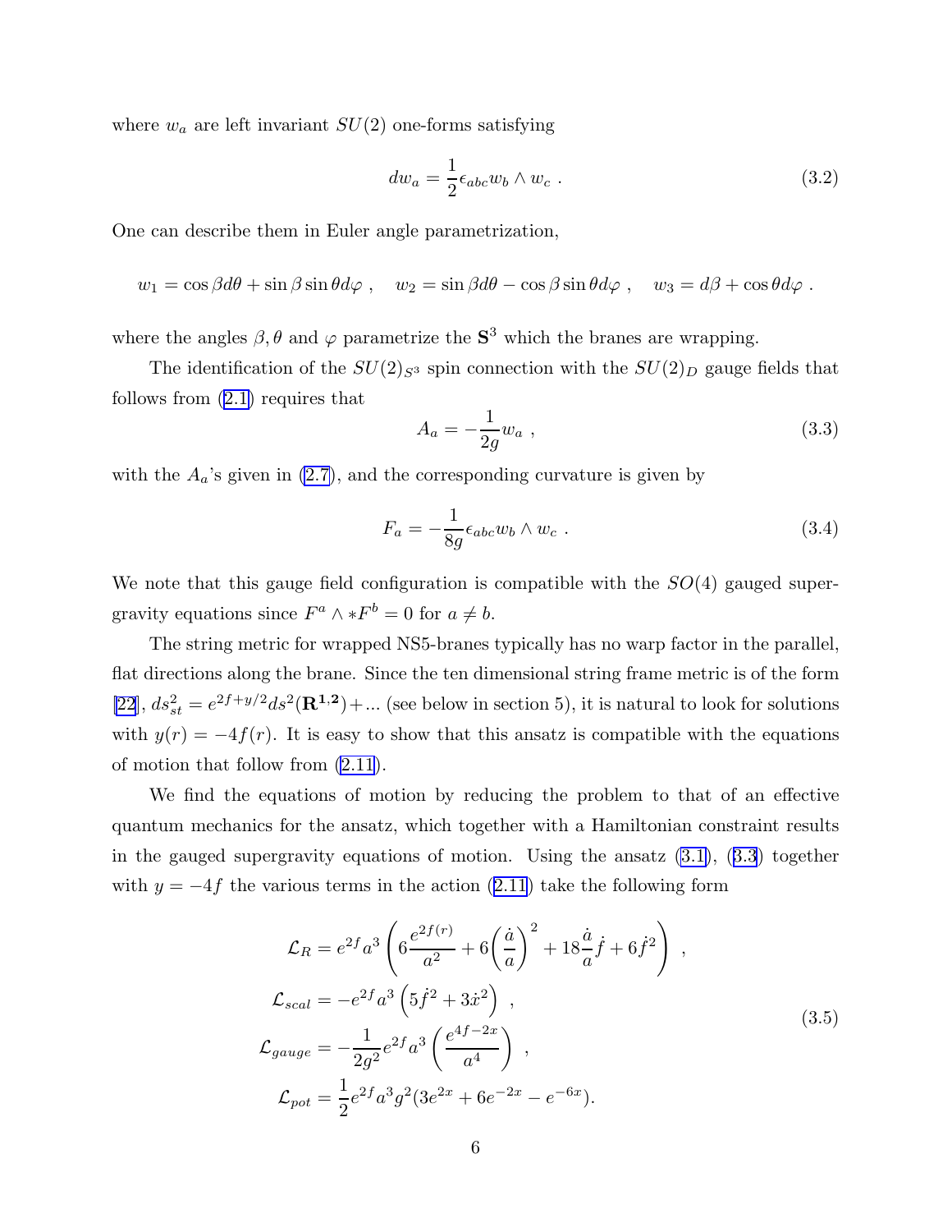where $w_a$ are left invariant $SU(2)$ one-forms satisfying

$$dw_a = \frac{1}{2}\epsilon_{abc} w_b \wedge w_c \ . \tag{3.2}$$

One can describe them in Euler angle parametrization,

$$w_1 = \cos\beta d\theta + \sin\beta \sin\theta d\varphi \ , \quad w_2 = \sin\beta d\theta - \cos\beta \sin\theta d\varphi \ , \quad w_3 = d\beta + \cos\theta d\varphi \ .$$

where the angles $\beta, \theta$ and $\varphi$ parametrize the $\mathbf{S}^3$ which the branes are wrapping.

The identification of the $SU(2)_{S^3}$ spin connection with the $SU(2)_D$ gauge fields that follows from (2.1) requires that

$$A_a = -\frac{1}{2g} w_a \ , \tag{3.3}$$

with the $A_a$'s given in (2.7), and the corresponding curvature is given by

$$F_a = -\frac{1}{8g}\epsilon_{abc} w_b \wedge w_c \ . \tag{3.4}$$

We note that this gauge field configuration is compatible with the $SO(4)$ gauged supergravity equations since $F^a \wedge *F^b = 0$ for $a \neq b$.

The string metric for wrapped NS5-branes typically has no warp factor in the parallel, flat directions along the brane. Since the ten dimensional string frame metric is of the form [22], $ds^2_{st} = e^{2f+y/2} ds^2(\mathbf{R^{1,2}}) + ...$ (see below in section 5), it is natural to look for solutions with $y(r) = -4f(r)$. It is easy to show that this ansatz is compatible with the equations of motion that follow from (2.11).

We find the equations of motion by reducing the problem to that of an effective quantum mechanics for the ansatz, which together with a Hamiltonian constraint results in the gauged supergravity equations of motion. Using the ansatz (3.1), (3.3) together with $y = -4f$ the various terms in the action (2.11) take the following form

$$\begin{aligned}
\mathcal{L}_R &= e^{2f} a^3 \left( 6\frac{e^{2f(r)}}{a^2} + 6\left(\frac{\dot{a}}{a}\right)^2 + 18\frac{\dot{a}}{a}\dot{f} + 6\dot{f}^2 \right) \ , \\
\mathcal{L}_{scal} &= -e^{2f} a^3 \left( 5\dot{f}^2 + 3\dot{x}^2 \right) \ , \\
\mathcal{L}_{gauge} &= -\frac{1}{2g^2} e^{2f} a^3 \left( \frac{e^{4f-2x}}{a^4} \right) \ , \\
\mathcal{L}_{pot} &= \frac{1}{2} e^{2f} a^3 g^2 (3e^{2x} + 6e^{-2x} - e^{-6x}).
\end{aligned} \tag{3.5}$$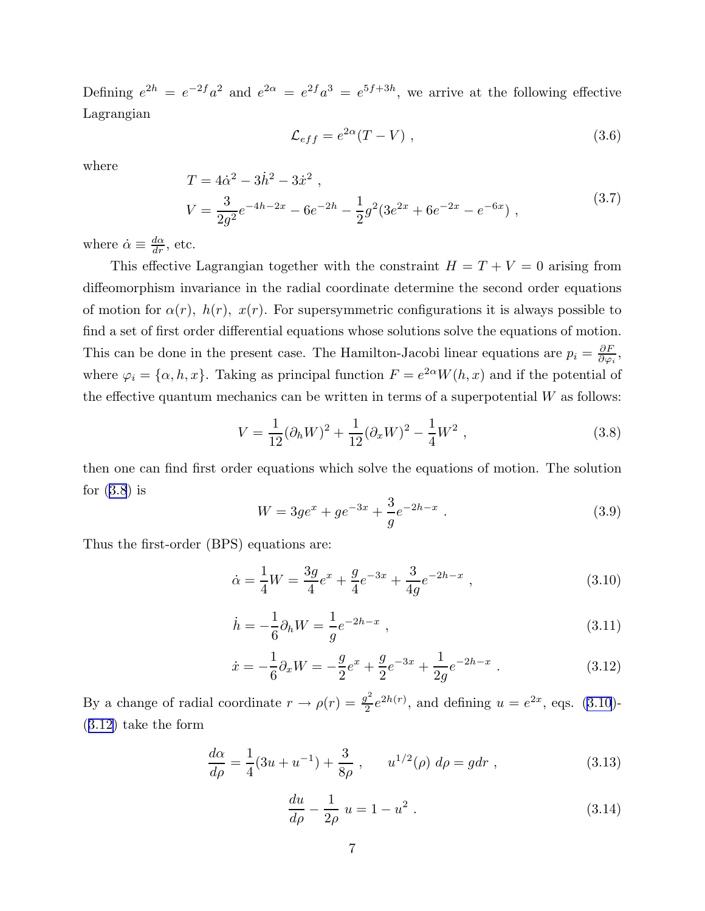Defining $e^{2h} = e^{-2f}a^2$ and $e^{2\alpha} = e^{2f}a^3 = e^{5f+3h}$, we arrive at the following effective Lagrangian

$$\mathcal{L}_{eff} = e^{2\alpha}(T - V) \ , \tag{3.6}$$

where

$$\begin{aligned} T &= 4\dot{\alpha}^2 - 3\dot{h}^2 - 3\dot{x}^2 \ , \\ V &= \frac{3}{2g^2}e^{-4h-2x} - 6e^{-2h} - \frac{1}{2}g^2(3e^{2x} + 6e^{-2x} - e^{-6x}) \ , \end{aligned} \tag{3.7}$$

where $\dot{\alpha} \equiv \frac{d\alpha}{dr}$, etc.

This effective Lagrangian together with the constraint $H = T + V = 0$ arising from diffeomorphism invariance in the radial coordinate determine the second order equations of motion for $\alpha(r),\ h(r),\ x(r)$. For supersymmetric configurations it is always possible to find a set of first order differential equations whose solutions solve the equations of motion. This can be done in the present case. The Hamilton-Jacobi linear equations are $p_i = \frac{\partial F}{\partial \varphi_i}$, where $\varphi_i = \{\alpha, h, x\}$. Taking as principal function $F = e^{2\alpha}W(h, x)$ and if the potential of the effective quantum mechanics can be written in terms of a superpotential $W$ as follows:

$$V = \frac{1}{12}(\partial_h W)^2 + \frac{1}{12}(\partial_x W)^2 - \frac{1}{4}W^2 \ , \tag{3.8}$$

then one can find first order equations which solve the equations of motion. The solution for (3.8) is

$$W = 3ge^{x} + ge^{-3x} + \frac{3}{g}e^{-2h-x} \ . \tag{3.9}$$

Thus the first-order (BPS) equations are:

$$\dot{\alpha} = \frac{1}{4}W = \frac{3g}{4}e^{x} + \frac{g}{4}e^{-3x} + \frac{3}{4g}e^{-2h-x} \ , \tag{3.10}$$

$$\dot{h} = -\frac{1}{6}\partial_h W = \frac{1}{g}e^{-2h-x} \ , \tag{3.11}$$

$$\dot{x} = -\frac{1}{6}\partial_x W = -\frac{g}{2}e^{x} + \frac{g}{2}e^{-3x} + \frac{1}{2g}e^{-2h-x} \ . \tag{3.12}$$

By a change of radial coordinate $r \to \rho(r) = \frac{g^2}{2}e^{2h(r)}$, and defining $u = e^{2x}$, eqs. (3.10)-(3.12) take the form

$$\frac{d\alpha}{d\rho} = \frac{1}{4}(3u + u^{-1}) + \frac{3}{8\rho} \ , \qquad u^{1/2}(\rho)\ d\rho = g dr \ , \tag{3.13}$$

$$\frac{du}{d\rho} - \frac{1}{2\rho}\ u = 1 - u^2 \ . \tag{3.14}$$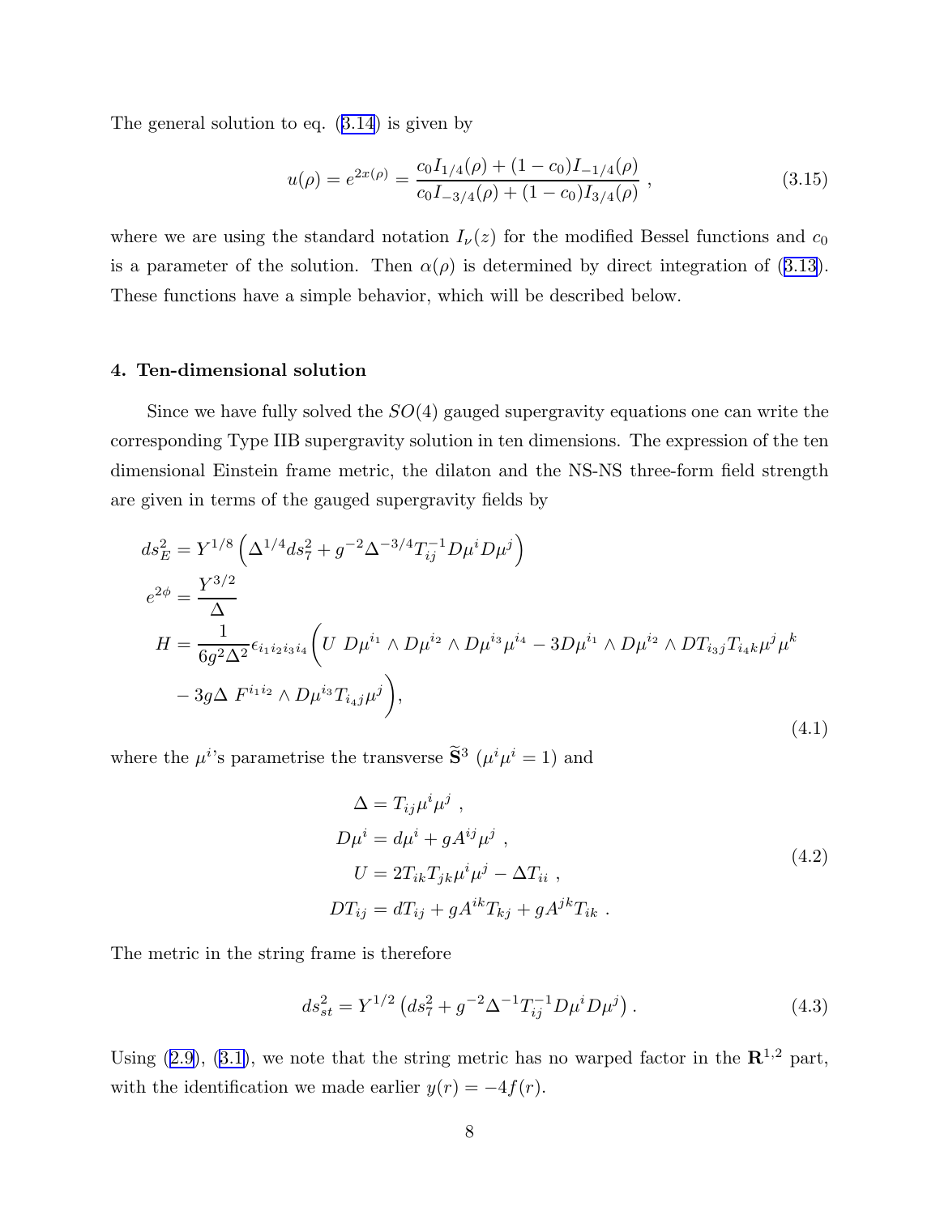The general solution to eq. (3.14) is given by

$$u(\rho) = e^{2x(\rho)} = \frac{c_0 I_{1/4}(\rho) + (1-c_0) I_{-1/4}(\rho)}{c_0 I_{-3/4}(\rho) + (1-c_0) I_{3/4}(\rho)} \ , \tag{3.15}$$

where we are using the standard notation $I_\nu(z)$ for the modified Bessel functions and $c_0$ is a parameter of the solution. Then $\alpha(\rho)$ is determined by direct integration of (3.13). These functions have a simple behavior, which will be described below.

## 4. Ten-dimensional solution

Since we have fully solved the $SO(4)$ gauged supergravity equations one can write the corresponding Type IIB supergravity solution in ten dimensions. The expression of the ten dimensional Einstein frame metric, the dilaton and the NS-NS three-form field strength are given in terms of the gauged supergravity fields by

$$\begin{aligned}
ds_E^2 &= Y^{1/8}\left(\Delta^{1/4} ds_7^2 + g^{-2}\Delta^{-3/4} T_{ij}^{-1} D\mu^i D\mu^j\right) \\
e^{2\phi} &= \frac{Y^{3/2}}{\Delta} \\
H &= \frac{1}{6g^2\Delta^2}\epsilon_{i_1 i_2 i_3 i_4}\Big(U\ D\mu^{i_1}\wedge D\mu^{i_2}\wedge D\mu^{i_3}\mu^{i_4} - 3 D\mu^{i_1}\wedge D\mu^{i_2}\wedge DT_{i_3 j} T_{i_4 k}\mu^j\mu^k \\
&\quad - 3g\Delta\ F^{i_1 i_2}\wedge D\mu^{i_3} T_{i_4 j}\mu^j\Big),
\end{aligned} \tag{4.1}$$

where the $\mu^i$'s parametrise the transverse $\widetilde{\mathbf{S}}^3$ ($\mu^i\mu^i = 1$) and

$$\begin{aligned}
\Delta &= T_{ij}\mu^i\mu^j \ , \\
D\mu^i &= d\mu^i + gA^{ij}\mu^j \ , \\
U &= 2T_{ik}T_{jk}\mu^i\mu^j - \Delta T_{ii} \ , \\
DT_{ij} &= dT_{ij} + gA^{ik}T_{kj} + gA^{jk}T_{ik} \ .
\end{aligned} \tag{4.2}$$

The metric in the string frame is therefore

$$ds_{st}^2 = Y^{1/2}\left(ds_7^2 + g^{-2}\Delta^{-1}T_{ij}^{-1}D\mu^i D\mu^j\right). \tag{4.3}$$

Using (2.9), (3.1), we note that the string metric has no warped factor in the $\mathbf{R}^{1,2}$ part, with the identification we made earlier $y(r) = -4f(r)$.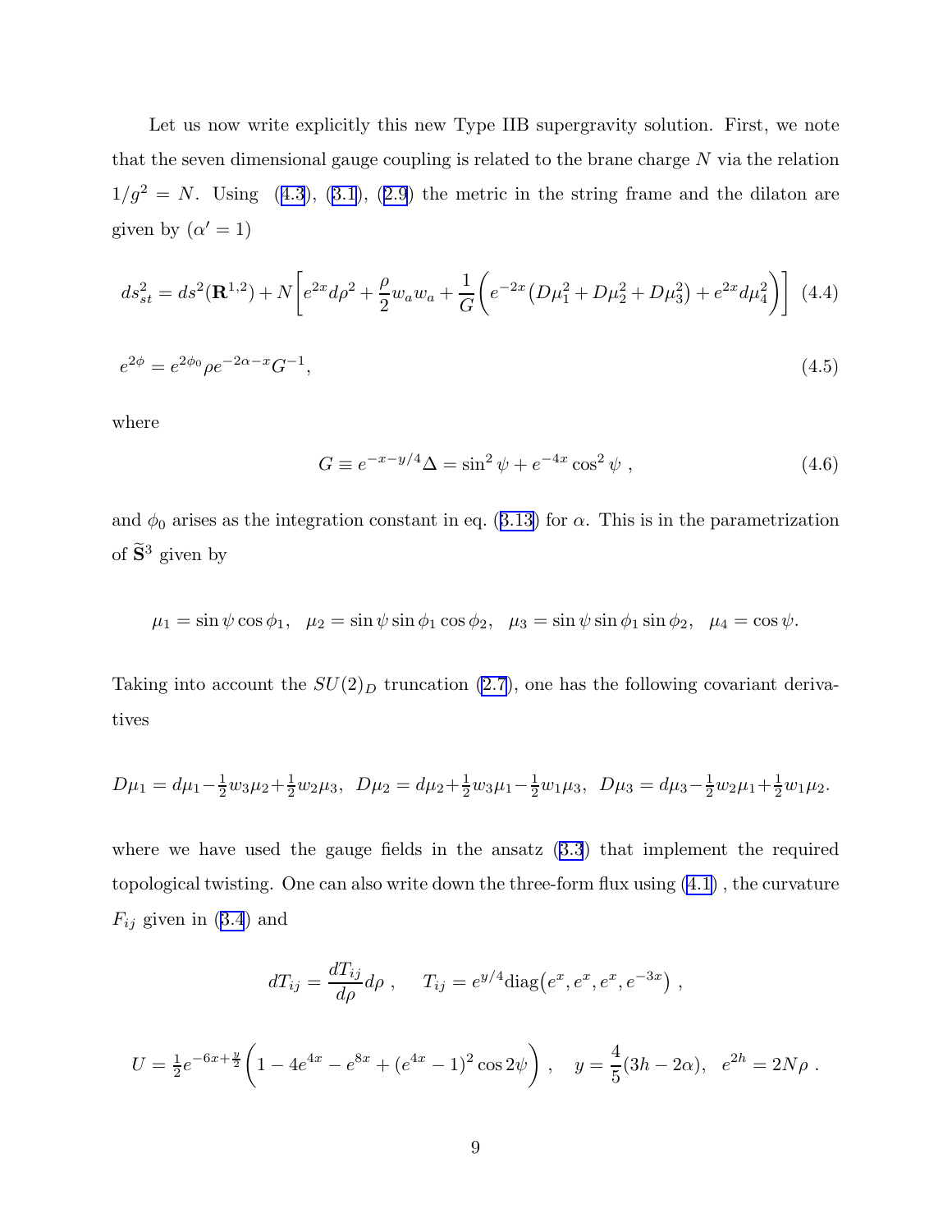Let us now write explicitly this new Type IIB supergravity solution. First, we note that the seven dimensional gauge coupling is related to the brane charge $N$ via the relation $1/g^2 = N$. Using (4.3), (3.1), (2.9) the metric in the string frame and the dilaton are given by ($\alpha' = 1$)

$$ds^2_{st} = ds^2(\mathbf{R}^{1,2}) + N\bigg[e^{2x}d\rho^2 + \frac{\rho}{2}w_a w_a + \frac{1}{G}\Big(e^{-2x}\big(D\mu_1^2 + D\mu_2^2 + D\mu_3^2\big) + e^{2x}d\mu_4^2\Big)\bigg] \quad (4.4)$$

$$e^{2\phi} = e^{2\phi_0}\rho e^{-2\alpha - x}G^{-1}, \quad (4.5)$$

where

$$G \equiv e^{-x-y/4}\Delta = \sin^2\psi + e^{-4x}\cos^2\psi \ , \quad (4.6)$$

and $\phi_0$ arises as the integration constant in eq. (3.13) for $\alpha$. This is in the parametrization of $\widetilde{\mathbf{S}}^3$ given by

$$\mu_1 = \sin\psi\cos\phi_1, \quad \mu_2 = \sin\psi\sin\phi_1\cos\phi_2, \quad \mu_3 = \sin\psi\sin\phi_1\sin\phi_2, \quad \mu_4 = \cos\psi.$$

Taking into account the $SU(2)_D$ truncation (2.7), one has the following covariant derivatives

$$D\mu_1 = d\mu_1 - \tfrac{1}{2}w_3\mu_2 + \tfrac{1}{2}w_2\mu_3, \ \ D\mu_2 = d\mu_2 + \tfrac{1}{2}w_3\mu_1 - \tfrac{1}{2}w_1\mu_3, \ \ D\mu_3 = d\mu_3 - \tfrac{1}{2}w_2\mu_1 + \tfrac{1}{2}w_1\mu_2.$$

where we have used the gauge fields in the ansatz (3.3) that implement the required topological twisting. One can also write down the three-form flux using (4.1), the curvature $F_{ij}$ given in (3.4) and

$$dT_{ij} = \frac{dT_{ij}}{d\rho}d\rho \ , \qquad T_{ij} = e^{y/4}\mathrm{diag}\big(e^x, e^x, e^x, e^{-3x}\big) \ ,$$

$$U = \tfrac{1}{2}e^{-6x+\frac{y}{2}}\Big(1 - 4e^{4x} - e^{8x} + (e^{4x}-1)^2\cos 2\psi\Big) \ , \quad y = \frac{4}{5}(3h - 2\alpha), \quad e^{2h} = 2N\rho \ .$$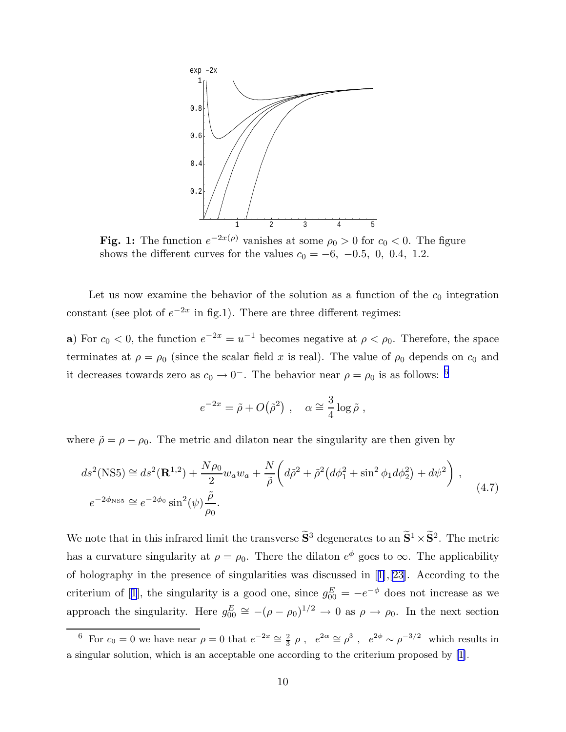**Fig. 1:** The function $e^{-2x(\rho)}$ vanishes at some $\rho_0 > 0$ for $c_0 < 0$. The figure shows the different curves for the values $c_0 = -6,\ -0.5,\ 0,\ 0.4,\ 1.2$.

Let us now examine the behavior of the solution as a function of the $c_0$ integration constant (see plot of $e^{-2x}$ in fig.1). There are three different regimes:

**a**) For $c_0 < 0$, the function $e^{-2x} = u^{-1}$ becomes negative at $\rho < \rho_0$. Therefore, the space terminates at $\rho = \rho_0$ (since the scalar field $x$ is real). The value of $\rho_0$ depends on $c_0$ and it decreases towards zero as $c_0 \to 0^-$. The behavior near $\rho = \rho_0$ is as follows: [6]

$$
e^{-2x} = \tilde{\rho} + O\big(\tilde{\rho}^2\big) \ , \quad \alpha \cong \frac{3}{4} \log \tilde{\rho} \ ,
$$

where $\tilde{\rho} = \rho - \rho_0$. The metric and dilaton near the singularity are then given by

$$
\begin{aligned}
& ds^2(\mathrm{NS5}) \cong ds^2(\mathbf{R}^{1,2}) + \frac{N\rho_0}{2} w_a w_a + \frac{N}{\tilde{\rho}} \bigg( d\tilde{\rho}^2 + \tilde{\rho}^2 \big( d\phi_1^2 + \sin^2 \phi_1 d\phi_2^2 \big) + d\psi^2 \bigg) \ , \\
& e^{-2\phi_{\mathrm{NS5}}} \cong e^{-2\phi_0} \sin^2(\psi) \frac{\tilde{\rho}}{\rho_0} .
\end{aligned}
\tag{4.7}
$$

We note that in this infrared limit the transverse $\widetilde{\mathbf{S}}^3$ degenerates to an $\widetilde{\mathbf{S}}^1 \times \widetilde{\mathbf{S}}^2$. The metric has a curvature singularity at $\rho = \rho_0$. There the dilaton $e^{\phi}$ goes to $\infty$. The applicability of holography in the presence of singularities was discussed in [1],[23]. According to the criterium of [1], the singularity is a good one, since $g^E_{00} = -e^{-\phi}$ does not increase as we approach the singularity. Here $g^E_{00} \cong -(\rho - \rho_0)^{1/2} \to 0$ as $\rho \to \rho_0$. In the next section

[6] For $c_0 = 0$ we have near $\rho = 0$ that $e^{-2x} \cong \frac{2}{3}\,\rho$ , $e^{2\alpha} \cong \rho^3$ , $e^{2\phi} \sim \rho^{-3/2}$ which results in a singular solution, which is an acceptable one according to the criterium proposed by [1].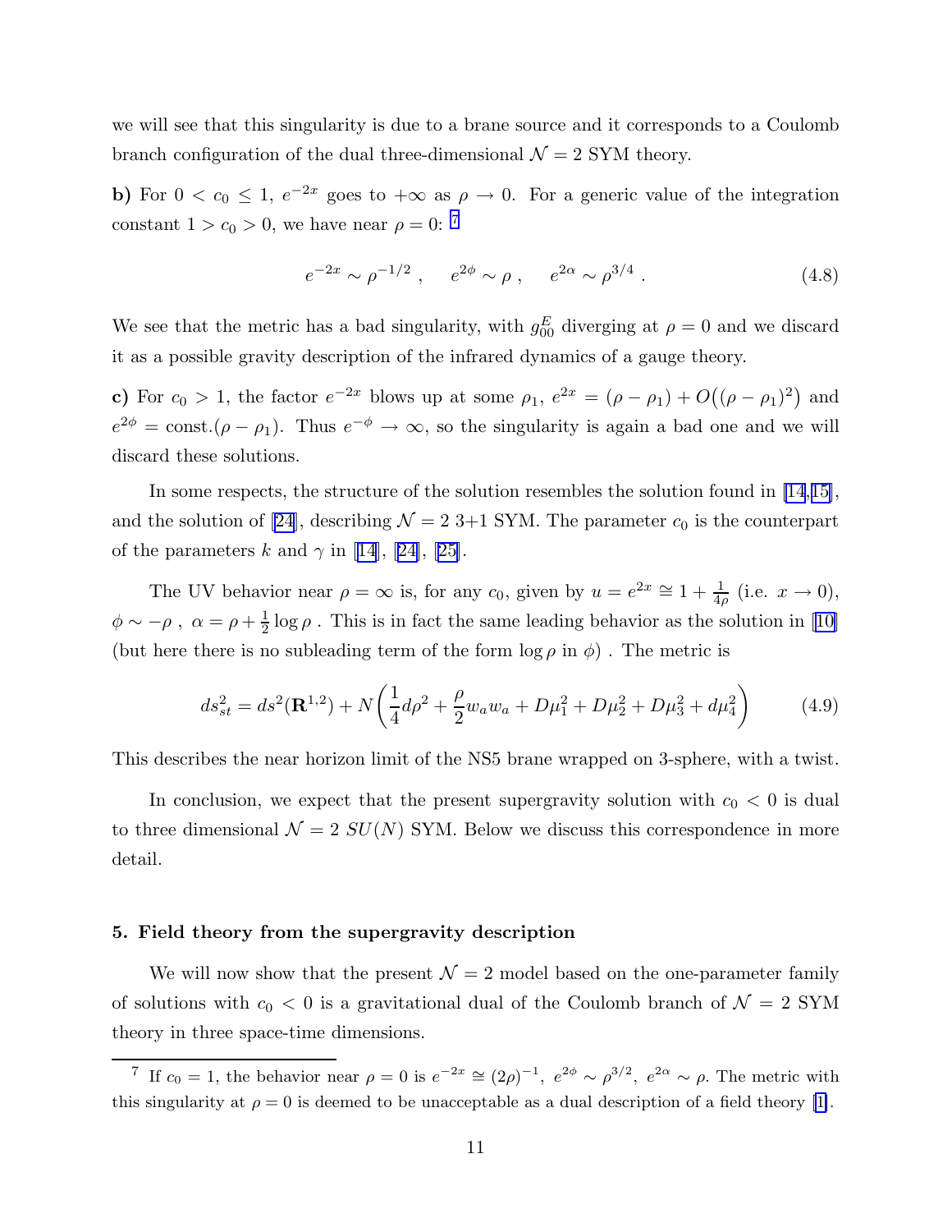we will see that this singularity is due to a brane source and it corresponds to a Coulomb branch configuration of the dual three-dimensional $\mathcal{N} = 2$ SYM theory.

**b)** For $0 < c_0 \le 1$, $e^{-2x}$ goes to $+\infty$ as $\rho \to 0$. For a generic value of the integration constant $1 > c_0 > 0$, we have near $\rho = 0$: [7]

$$e^{-2x} \sim \rho^{-1/2} \ , \quad e^{2\phi} \sim \rho \ , \quad e^{2\alpha} \sim \rho^{3/4} \ . \tag{4.8}$$

We see that the metric has a bad singularity, with $g_{00}^E$ diverging at $\rho = 0$ and we discard it as a possible gravity description of the infrared dynamics of a gauge theory.

**c)** For $c_0 > 1$, the factor $e^{-2x}$ blows up at some $\rho_1$, $e^{2x} = (\rho - \rho_1) + O\big((\rho-\rho_1)^2\big)$ and $e^{2\phi} = \text{const.}(\rho - \rho_1)$. Thus $e^{-\phi} \to \infty$, so the singularity is again a bad one and we will discard these solutions.

In some respects, the structure of the solution resembles the solution found in [14,15], and the solution of [24], describing $\mathcal{N} = 2$ 3+1 SYM. The parameter $c_0$ is the counterpart of the parameters $k$ and $\gamma$ in [14], [24], [25].

The UV behavior near $\rho = \infty$ is, for any $c_0$, given by $u = e^{2x} \cong 1 + \frac{1}{4\rho}$ (i.e. $x \to 0$), $\phi \sim -\rho$ , $\alpha = \rho + \frac{1}{2}\log\rho$ . This is in fact the same leading behavior as the solution in [10] (but here there is no subleading term of the form $\log\rho$ in $\phi$) . The metric is

$$ds^2_{st} = ds^2(\mathbf{R}^{1,2}) + N\left(\frac{1}{4}d\rho^2 + \frac{\rho}{2}w_a w_a + D\mu_1^2 + D\mu_2^2 + D\mu_3^2 + d\mu_4^2\right) \tag{4.9}$$

This describes the near horizon limit of the NS5 brane wrapped on 3-sphere, with a twist.

In conclusion, we expect that the present supergravity solution with $c_0 < 0$ is dual to three dimensional $\mathcal{N} = 2$ $SU(N)$ SYM. Below we discuss this correspondence in more detail.

## 5. Field theory from the supergravity description

We will now show that the present $\mathcal{N} = 2$ model based on the one-parameter family of solutions with $c_0 < 0$ is a gravitational dual of the Coulomb branch of $\mathcal{N} = 2$ SYM theory in three space-time dimensions.

---

[7] If $c_0 = 1$, the behavior near $\rho = 0$ is $e^{-2x} \cong (2\rho)^{-1}$, $e^{2\phi} \sim \rho^{3/2}$, $e^{2\alpha} \sim \rho$. The metric with this singularity at $\rho = 0$ is deemed to be unacceptable as a dual description of a field theory [1].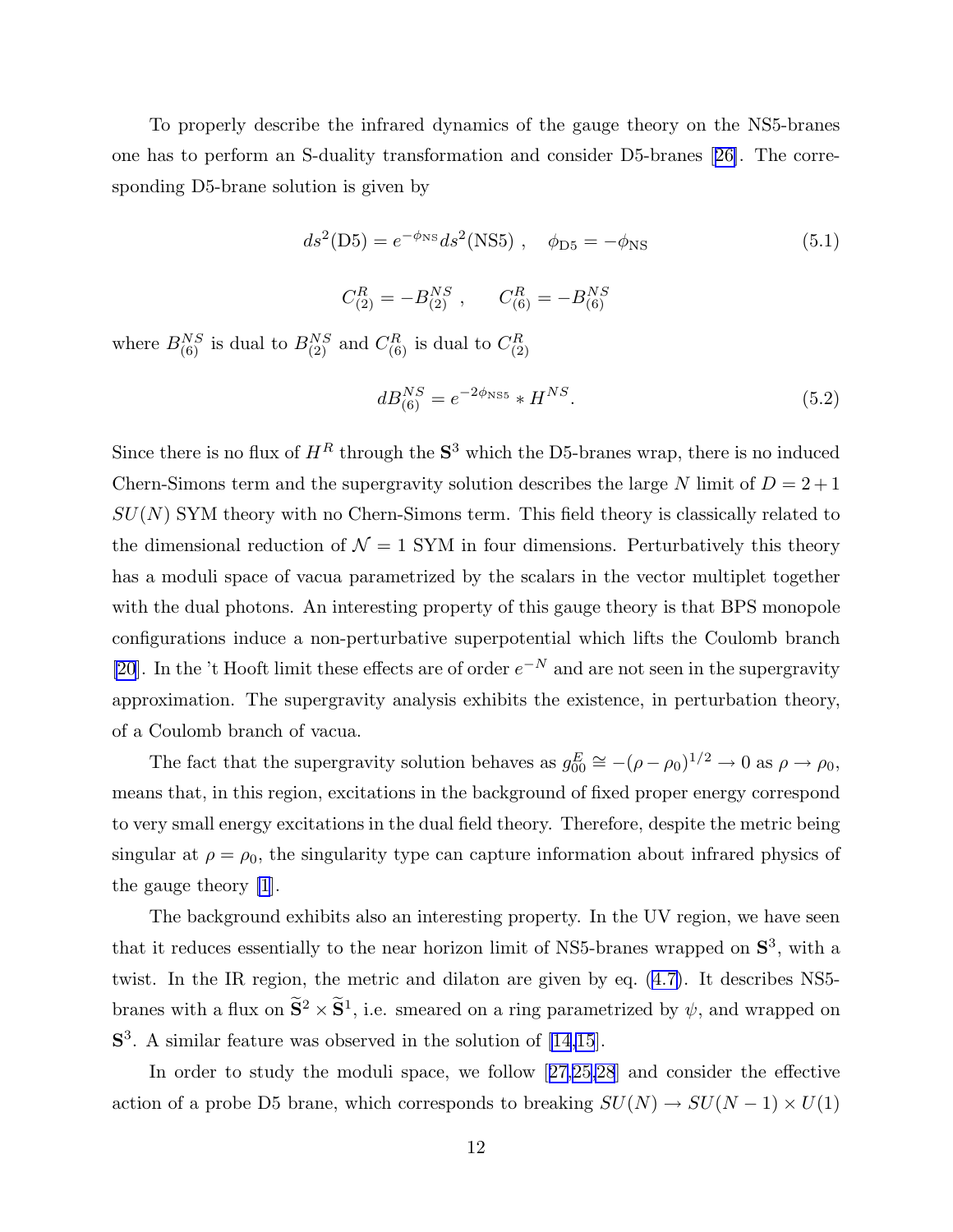To properly describe the infrared dynamics of the gauge theory on the NS5-branes one has to perform an S-duality transformation and consider D5-branes [26]. The corresponding D5-brane solution is given by

$$
ds^2(\mathrm{D5}) = e^{-\phi_{\mathrm{NS}}} ds^2(\mathrm{NS5}) \ , \quad \phi_{\mathrm{D5}} = -\phi_{\mathrm{NS}} \tag{5.1}
$$

$$
C^R_{(2)} = -B^{NS}_{(2)} \ , \qquad C^R_{(6)} = -B^{NS}_{(6)}
$$

where $B^{NS}_{(6)}$ is dual to $B^{NS}_{(2)}$ and $C^R_{(6)}$ is dual to $C^R_{(2)}$

$$
dB^{NS}_{(6)} = e^{-2\phi_{\mathrm{NS5}}} * H^{NS}. \tag{5.2}
$$

Since there is no flux of $H^R$ through the $\mathbf{S}^3$ which the D5-branes wrap, there is no induced Chern-Simons term and the supergravity solution describes the large $N$ limit of $D = 2+1$ $SU(N)$ SYM theory with no Chern-Simons term. This field theory is classically related to the dimensional reduction of $\mathcal{N} = 1$ SYM in four dimensions. Perturbatively this theory has a moduli space of vacua parametrized by the scalars in the vector multiplet together with the dual photons. An interesting property of this gauge theory is that BPS monopole configurations induce a non-perturbative superpotential which lifts the Coulomb branch [20]. In the 't Hooft limit these effects are of order $e^{-N}$ and are not seen in the supergravity approximation. The supergravity analysis exhibits the existence, in perturbation theory, of a Coulomb branch of vacua.

The fact that the supergravity solution behaves as $g^E_{00} \cong -(\rho - \rho_0)^{1/2} \to 0$ as $\rho \to \rho_0$, means that, in this region, excitations in the background of fixed proper energy correspond to very small energy excitations in the dual field theory. Therefore, despite the metric being singular at $\rho = \rho_0$, the singularity type can capture information about infrared physics of the gauge theory [1].

The background exhibits also an interesting property. In the UV region, we have seen that it reduces essentially to the near horizon limit of NS5-branes wrapped on $\mathbf{S}^3$, with a twist. In the IR region, the metric and dilaton are given by eq. (4.7). It describes NS5-branes with a flux on $\widetilde{\mathbf{S}}^2 \times \widetilde{\mathbf{S}}^1$, i.e. smeared on a ring parametrized by $\psi$, and wrapped on $\mathbf{S}^3$. A similar feature was observed in the solution of [14,15].

In order to study the moduli space, we follow [27,25,28] and consider the effective action of a probe D5 brane, which corresponds to breaking $SU(N) \to SU(N-1) \times U(1)$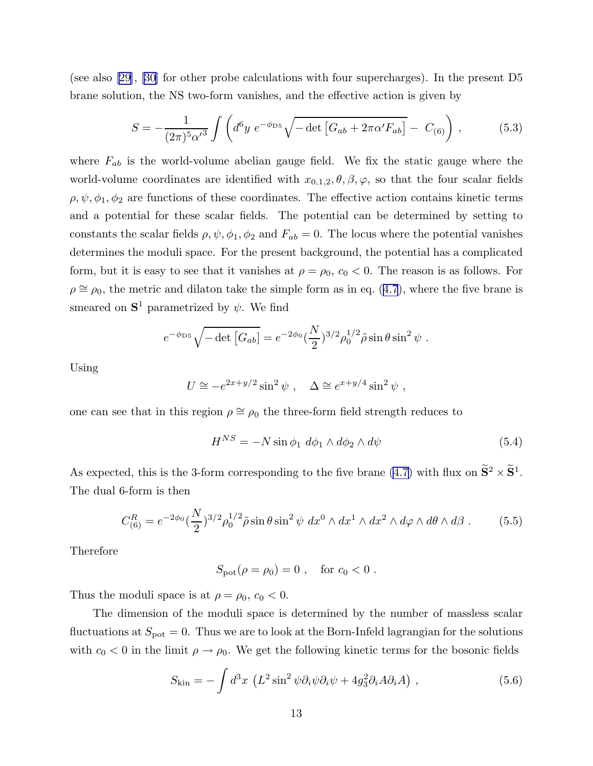(see also [29], [30] for other probe calculations with four supercharges). In the present D5 brane solution, the NS two-form vanishes, and the effective action is given by

$$S = -\frac{1}{(2\pi)^5 {\alpha'}^3} \int \left( d^6y \ e^{-\phi_{\rm D5}} \sqrt{-\det\left[G_{ab} + 2\pi\alpha' F_{ab}\right]} - \ C_{(6)} \right) \ , \qquad (5.3)$$

where $F_{ab}$ is the world-volume abelian gauge field. We fix the static gauge where the world-volume coordinates are identified with $x_{0,1,2}, \theta, \beta, \varphi$, so that the four scalar fields $\rho, \psi, \phi_1, \phi_2$ are functions of these coordinates. The effective action contains kinetic terms and a potential for these scalar fields. The potential can be determined by setting to constants the scalar fields $\rho, \psi, \phi_1, \phi_2$ and $F_{ab} = 0$. The locus where the potential vanishes determines the moduli space. For the present background, the potential has a complicated form, but it is easy to see that it vanishes at $\rho = \rho_0$, $c_0 < 0$. The reason is as follows. For $\rho \cong \rho_0$, the metric and dilaton take the simple form as in eq. (4.7), where the five brane is smeared on $\mathbf{S}^1$ parametrized by $\psi$. We find

$$e^{-\phi_{\rm D5}} \sqrt{-\det\left[G_{ab}\right]} = e^{-2\phi_0} (\frac{N}{2})^{3/2} \rho_0^{1/2} \tilde{\rho} \sin\theta \sin^2\psi \ .$$

Using

$$U \cong -e^{2x + y/2} \sin^2\psi \ , \quad \Delta \cong e^{x + y/4} \sin^2\psi \ ,$$

one can see that in this region $\rho \cong \rho_0$ the three-form field strength reduces to

$$H^{NS} = -N \sin\phi_1 \ d\phi_1 \wedge d\phi_2 \wedge d\psi \qquad (5.4)$$

As expected, this is the 3-form corresponding to the five brane (4.7) with flux on $\widetilde{\mathbf{S}}^2 \times \widetilde{\mathbf{S}}^1$. The dual 6-form is then

$$C^R_{(6)} = e^{-2\phi_0} (\frac{N}{2})^{3/2} \rho_0^{1/2} \tilde{\rho} \sin\theta \sin^2\psi \ dx^0 \wedge dx^1 \wedge dx^2 \wedge d\varphi \wedge d\theta \wedge d\beta \ . \qquad (5.5)$$

Therefore

$$S_{\rm pot}(\rho = \rho_0) = 0 \ , \quad \text{for } c_0 < 0 \ .$$

Thus the moduli space is at $\rho = \rho_0$, $c_0 < 0$.

The dimension of the moduli space is determined by the number of massless scalar fluctuations at $S_{\rm pot} = 0$. Thus we are to look at the Born-Infeld lagrangian for the solutions with $c_0 < 0$ in the limit $\rho \to \rho_0$. We get the following kinetic terms for the bosonic fields

$$S_{\rm kin} = -\int d^3x \ \left( L^2 \sin^2\psi \partial_i\psi \partial_i\psi + 4 g_3^2 \partial_i A \partial_i A \right) \ , \qquad (5.6)$$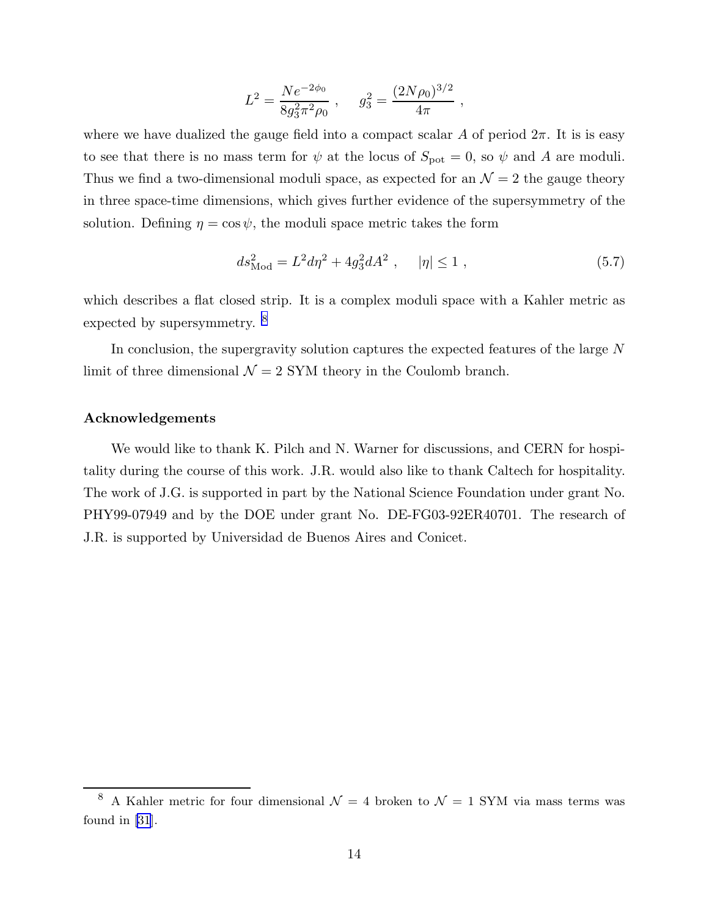$$L^2 = \frac{Ne^{-2\phi_0}}{8g_3^2\pi^2\rho_0} \ , \quad g_3^2 = \frac{(2N\rho_0)^{3/2}}{4\pi} \ ,$$

where we have dualized the gauge field into a compact scalar $A$ of period $2\pi$. It is is easy to see that there is no mass term for $\psi$ at the locus of $S_{\rm pot} = 0$, so $\psi$ and $A$ are moduli. Thus we find a two-dimensional moduli space, as expected for an $\mathcal{N} = 2$ the gauge theory in three space-time dimensions, which gives further evidence of the supersymmetry of the solution. Defining $\eta = \cos\psi$, the moduli space metric takes the form

$$ds^2_{\rm Mod} = L^2 d\eta^2 + 4g_3^2 dA^2 \ , \quad |\eta| \leq 1 \ , \tag{5.7}$$

which describes a flat closed strip. It is a complex moduli space with a Kahler metric as expected by supersymmetry. [8]

In conclusion, the supergravity solution captures the expected features of the large $N$ limit of three dimensional $\mathcal{N} = 2$ SYM theory in the Coulomb branch.

**Acknowledgements**

We would like to thank K. Pilch and N. Warner for discussions, and CERN for hospitality during the course of this work. J.R. would also like to thank Caltech for hospitality. The work of J.G. is supported in part by the National Science Foundation under grant No. PHY99-07949 and by the DOE under grant No. DE-FG03-92ER40701. The research of J.R. is supported by Universidad de Buenos Aires and Conicet.

---

[8] A Kahler metric for four dimensional $\mathcal{N} = 4$ broken to $\mathcal{N} = 1$ SYM via mass terms was found in [31].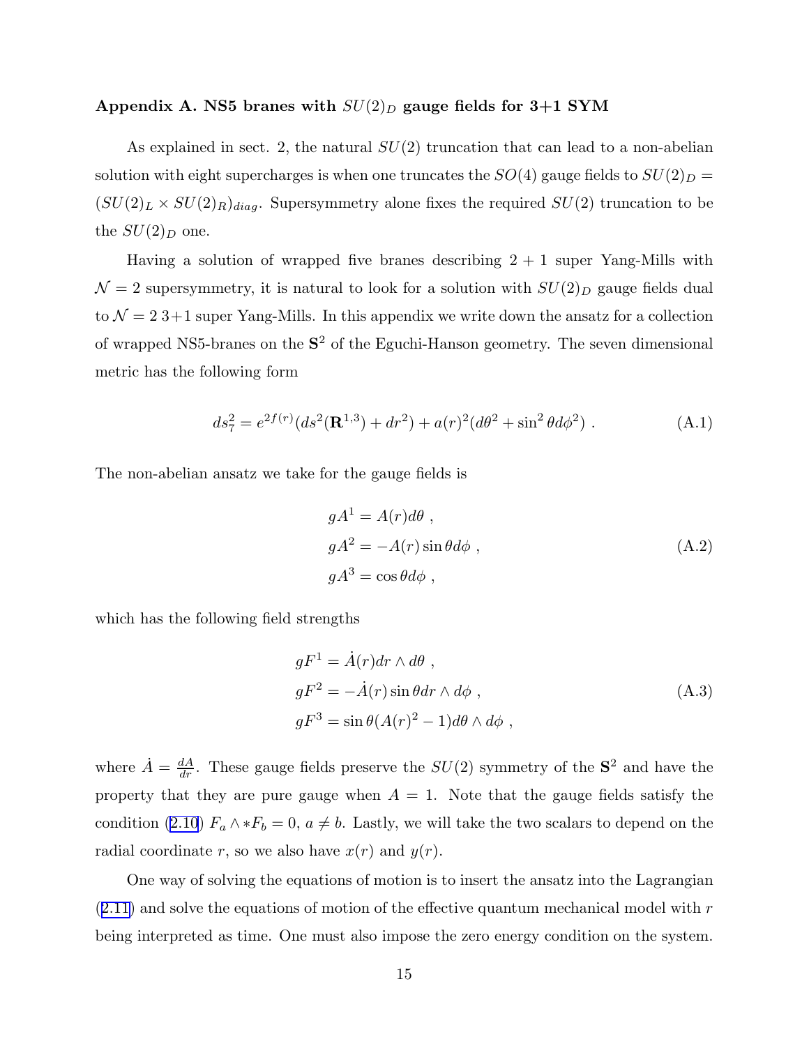### Appendix A. NS5 branes with $SU(2)_D$ gauge fields for 3+1 SYM

As explained in sect. 2, the natural $SU(2)$ truncation that can lead to a non-abelian solution with eight supercharges is when one truncates the $SO(4)$ gauge fields to $SU(2)_D = (SU(2)_L \times SU(2)_R)_{diag}$. Supersymmetry alone fixes the required $SU(2)$ truncation to be the $SU(2)_D$ one.

Having a solution of wrapped five branes describing $2+1$ super Yang-Mills with $\mathcal{N}=2$ supersymmetry, it is natural to look for a solution with $SU(2)_D$ gauge fields dual to $\mathcal{N}=2$ 3+1 super Yang-Mills. In this appendix we write down the ansatz for a collection of wrapped NS5-branes on the $\mathbf{S}^2$ of the Eguchi-Hanson geometry. The seven dimensional metric has the following form

$$ds_7^2 = e^{2f(r)}(ds^2(\mathbf{R}^{1,3}) + dr^2) + a(r)^2(d\theta^2 + \sin^2\theta d\phi^2) \ . \tag{A.1}$$

The non-abelian ansatz we take for the gauge fields is

$$\begin{aligned} gA^1 &= A(r)d\theta \ , \\ gA^2 &= -A(r)\sin\theta d\phi \ , \\ gA^3 &= \cos\theta d\phi \ , \end{aligned} \tag{A.2}$$

which has the following field strengths

$$\begin{aligned} gF^1 &= \dot{A}(r)dr \wedge d\theta \ , \\ gF^2 &= -\dot{A}(r)\sin\theta dr \wedge d\phi \ , \\ gF^3 &= \sin\theta(A(r)^2 - 1)d\theta \wedge d\phi \ , \end{aligned} \tag{A.3}$$

where $\dot{A} = \frac{dA}{dr}$. These gauge fields preserve the $SU(2)$ symmetry of the $\mathbf{S}^2$ and have the property that they are pure gauge when $A = 1$. Note that the gauge fields satisfy the condition (2.10) $F_a \wedge *F_b = 0$, $a \neq b$. Lastly, we will take the two scalars to depend on the radial coordinate $r$, so we also have $x(r)$ and $y(r)$.

One way of solving the equations of motion is to insert the ansatz into the Lagrangian (2.11) and solve the equations of motion of the effective quantum mechanical model with $r$ being interpreted as time. One must also impose the zero energy condition on the system.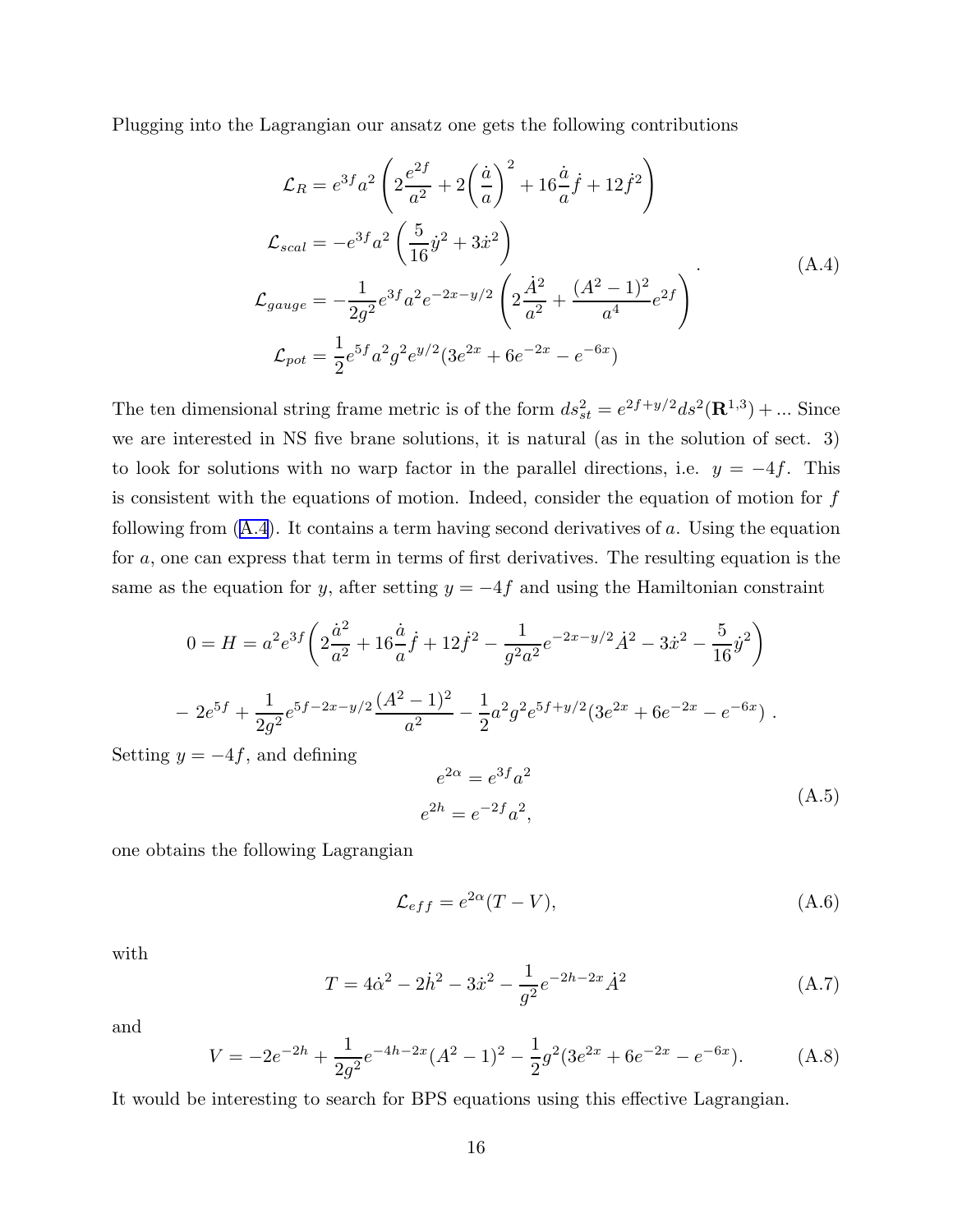Plugging into the Lagrangian our ansatz one gets the following contributions

$$
\begin{aligned}
\mathcal{L}_R &= e^{3f} a^2 \left( 2\frac{e^{2f}}{a^2} + 2\left(\frac{\dot{a}}{a}\right)^2 + 16\frac{\dot{a}}{a}\dot{f} + 12\dot{f}^2 \right) \\
\mathcal{L}_{scal} &= -e^{3f} a^2 \left( \frac{5}{16}\dot{y}^2 + 3\dot{x}^2 \right) \\
\mathcal{L}_{gauge} &= -\frac{1}{2g^2} e^{3f} a^2 e^{-2x-y/2} \left( 2\frac{\dot{A}^2}{a^2} + \frac{(A^2-1)^2}{a^4} e^{2f} \right) \\
\mathcal{L}_{pot} &= \frac{1}{2} e^{5f} a^2 g^2 e^{y/2} (3e^{2x} + 6e^{-2x} - e^{-6x})
\end{aligned}
\quad . \tag{A.4}
$$

The ten dimensional string frame metric is of the form $ds^2_{st} = e^{2f+y/2} ds^2(\mathbf{R}^{1,3}) + ...$ Since we are interested in NS five brane solutions, it is natural (as in the solution of sect. 3) to look for solutions with no warp factor in the parallel directions, i.e. $y = -4f$. This is consistent with the equations of motion. Indeed, consider the equation of motion for $f$ following from (A.4). It contains a term having second derivatives of $a$. Using the equation for $a$, one can express that term in terms of first derivatives. The resulting equation is the same as the equation for $y$, after setting $y = -4f$ and using the Hamiltonian constraint

$$
0 = H = a^2 e^{3f} \left( 2\frac{\dot{a}^2}{a^2} + 16\frac{\dot{a}}{a}\dot{f} + 12\dot{f}^2 - \frac{1}{g^2 a^2} e^{-2x-y/2} \dot{A}^2 - 3\dot{x}^2 - \frac{5}{16}\dot{y}^2 \right)
$$

$$
- 2e^{5f} + \frac{1}{2g^2} e^{5f-2x-y/2} \frac{(A^2-1)^2}{a^2} - \frac{1}{2} a^2 g^2 e^{5f+y/2} (3e^{2x} + 6e^{-2x} - e^{-6x}) \ .
$$

Setting $y = -4f$, and defining

$$
\begin{aligned}
e^{2\alpha} &= e^{3f} a^2 \\
e^{2h} &= e^{-2f} a^2,
\end{aligned} \tag{A.5}
$$

one obtains the following Lagrangian

$$
\mathcal{L}_{eff} = e^{2\alpha}(T - V), \tag{A.6}
$$

with

$$
T = 4\dot{\alpha}^2 - 2\dot{h}^2 - 3\dot{x}^2 - \frac{1}{g^2} e^{-2h-2x} \dot{A}^2 \tag{A.7}
$$

and

$$
V = -2e^{-2h} + \frac{1}{2g^2} e^{-4h-2x} (A^2-1)^2 - \frac{1}{2} g^2 (3e^{2x} + 6e^{-2x} - e^{-6x}). \tag{A.8}
$$

It would be interesting to search for BPS equations using this effective Lagrangian.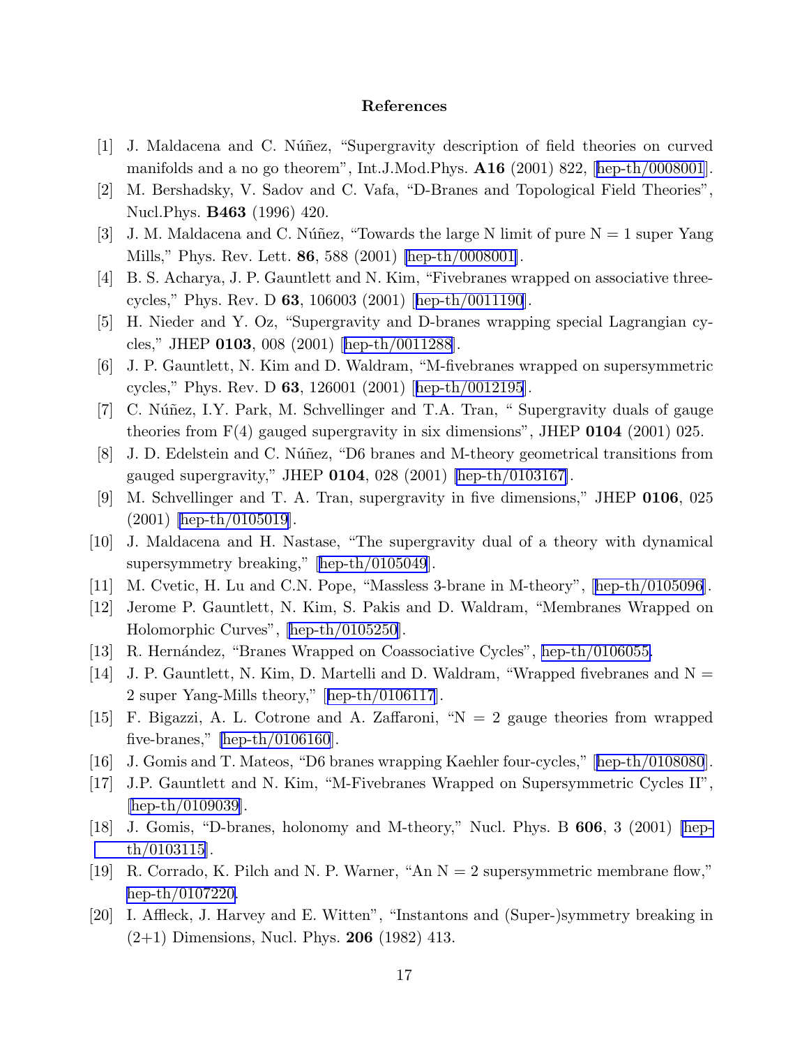## References

[1] J. Maldacena and C. Núñez, "Supergravity description of field theories on curved manifolds and a no go theorem", Int.J.Mod.Phys. **A16** (2001) 822, [hep-th/0008001].

[2] M. Bershadsky, V. Sadov and C. Vafa, "D-Branes and Topological Field Theories", Nucl.Phys. **B463** (1996) 420.

[3] J. M. Maldacena and C. Núñez, "Towards the large N limit of pure N = 1 super Yang Mills," Phys. Rev. Lett. **86**, 588 (2001) [hep-th/0008001].

[4] B. S. Acharya, J. P. Gauntlett and N. Kim, "Fivebranes wrapped on associative three-cycles," Phys. Rev. D **63**, 106003 (2001) [hep-th/0011190].

[5] H. Nieder and Y. Oz, "Supergravity and D-branes wrapping special Lagrangian cycles," JHEP **0103**, 008 (2001) [hep-th/0011288].

[6] J. P. Gauntlett, N. Kim and D. Waldram, "M-fivebranes wrapped on supersymmetric cycles," Phys. Rev. D **63**, 126001 (2001) [hep-th/0012195].

[7] C. Núñez, I.Y. Park, M. Schvellinger and T.A. Tran, " Supergravity duals of gauge theories from F(4) gauged supergravity in six dimensions", JHEP **0104** (2001) 025.

[8] J. D. Edelstein and C. Núñez, "D6 branes and M-theory geometrical transitions from gauged supergravity," JHEP **0104**, 028 (2001) [hep-th/0103167].

[9] M. Schvellinger and T. A. Tran, supergravity in five dimensions," JHEP **0106**, 025 (2001) [hep-th/0105019].

[10] J. Maldacena and H. Nastase, "The supergravity dual of a theory with dynamical supersymmetry breaking," [hep-th/0105049].

[11] M. Cvetic, H. Lu and C.N. Pope, "Massless 3-brane in M-theory", [hep-th/0105096].

[12] Jerome P. Gauntlett, N. Kim, S. Pakis and D. Waldram, "Membranes Wrapped on Holomorphic Curves", [hep-th/0105250].

[13] R. Hernández, "Branes Wrapped on Coassociative Cycles", hep-th/0106055.

[14] J. P. Gauntlett, N. Kim, D. Martelli and D. Waldram, "Wrapped fivebranes and N = 2 super Yang-Mills theory," [hep-th/0106117].

[15] F. Bigazzi, A. L. Cotrone and A. Zaffaroni, "N = 2 gauge theories from wrapped five-branes," [hep-th/0106160].

[16] J. Gomis and T. Mateos, "D6 branes wrapping Kaehler four-cycles," [hep-th/0108080].

[17] J.P. Gauntlett and N. Kim, "M-Fivebranes Wrapped on Supersymmetric Cycles II", [hep-th/0109039].

[18] J. Gomis, "D-branes, holonomy and M-theory," Nucl. Phys. B **606**, 3 (2001) [hep-th/0103115].

[19] R. Corrado, K. Pilch and N. P. Warner, "An N = 2 supersymmetric membrane flow," hep-th/0107220.

[20] I. Affleck, J. Harvey and E. Witten", "Instantons and (Super-)symmetry breaking in (2+1) Dimensions, Nucl. Phys. **206** (1982) 413.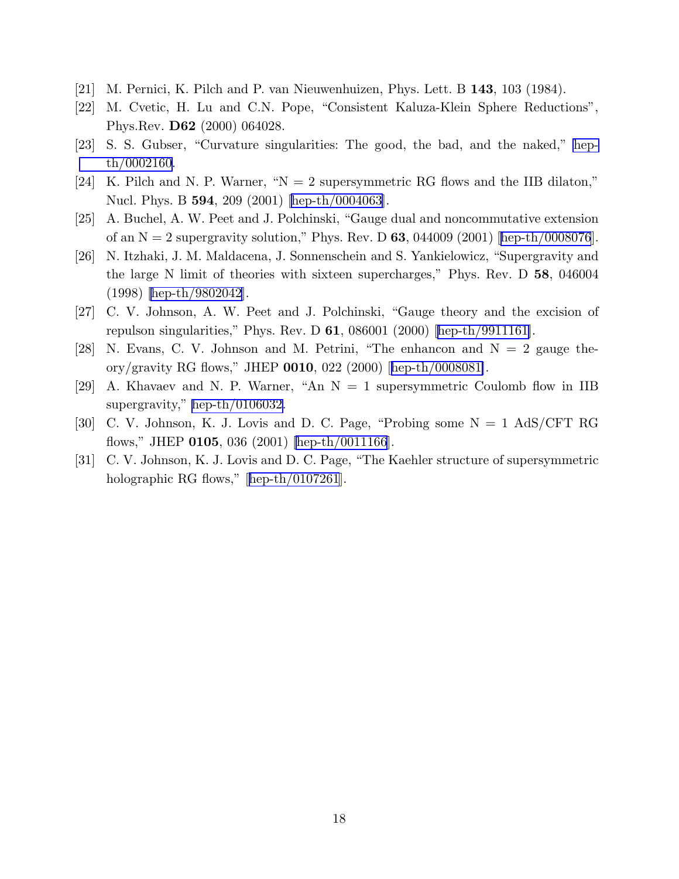[21] M. Pernici, K. Pilch and P. van Nieuwenhuizen, Phys. Lett. B **143**, 103 (1984).

[22] M. Cvetic, H. Lu and C.N. Pope, "Consistent Kaluza-Klein Sphere Reductions", Phys.Rev. **D62** (2000) 064028.

[23] S. S. Gubser, "Curvature singularities: The good, the bad, and the naked," hep-th/0002160.

[24] K. Pilch and N. P. Warner, "N = 2 supersymmetric RG flows and the IIB dilaton," Nucl. Phys. B **594**, 209 (2001) [hep-th/0004063].

[25] A. Buchel, A. W. Peet and J. Polchinski, "Gauge dual and noncommutative extension of an N = 2 supergravity solution," Phys. Rev. D **63**, 044009 (2001) [hep-th/0008076].

[26] N. Itzhaki, J. M. Maldacena, J. Sonnenschein and S. Yankielowicz, "Supergravity and the large N limit of theories with sixteen supercharges," Phys. Rev. D **58**, 046004 (1998) [hep-th/9802042].

[27] C. V. Johnson, A. W. Peet and J. Polchinski, "Gauge theory and the excision of repulson singularities," Phys. Rev. D **61**, 086001 (2000) [hep-th/9911161].

[28] N. Evans, C. V. Johnson and M. Petrini, "The enhancon and N = 2 gauge theory/gravity RG flows," JHEP **0010**, 022 (2000) [hep-th/0008081].

[29] A. Khavaev and N. P. Warner, "An N = 1 supersymmetric Coulomb flow in IIB supergravity," hep-th/0106032.

[30] C. V. Johnson, K. J. Lovis and D. C. Page, "Probing some N = 1 AdS/CFT RG flows," JHEP **0105**, 036 (2001) [hep-th/0011166].

[31] C. V. Johnson, K. J. Lovis and D. C. Page, "The Kaehler structure of supersymmetric holographic RG flows," [hep-th/0107261].